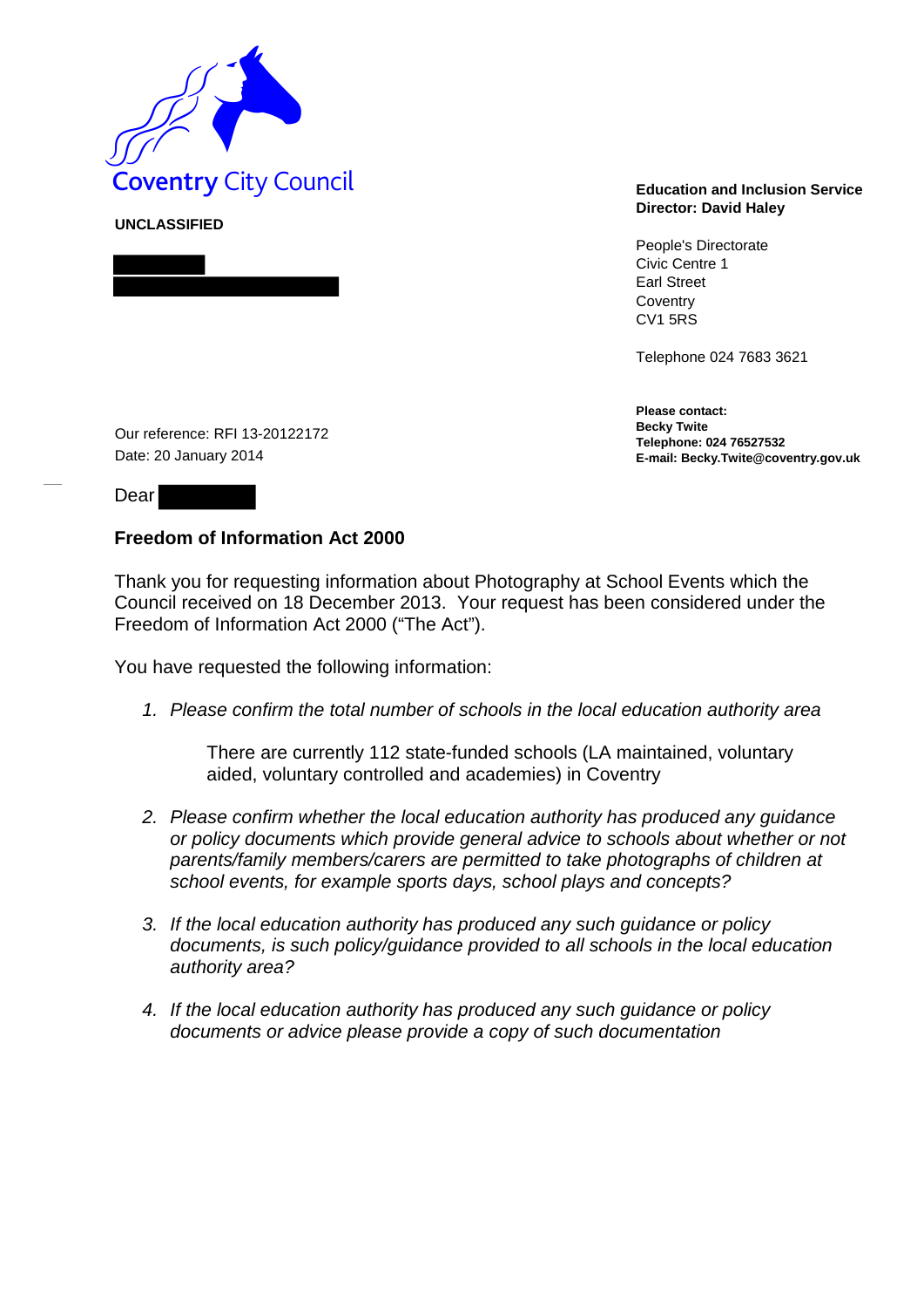Coventry City Council

**UNCLASSIFIED**

**Education and Inclusion Service**
**Director: David Haley**

People's Directorate
Civic Centre 1
Earl Street
Coventry
CV1 5RS

Telephone 024 7683 3621

**Please contact:**
**Becky Twite**
**Telephone: 024 76527532**
**E-mail: Becky.Twite@coventry.gov.uk**

Our reference: RFI 13-20122172
Date: 20 January 2014

Dear

**Freedom of Information Act 2000**

Thank you for requesting information about Photography at School Events which the Council received on 18 December 2013. Your request has been considered under the Freedom of Information Act 2000 ("The Act").

You have requested the following information:

1. *Please confirm the total number of schools in the local education authority area*

   There are currently 112 state-funded schools (LA maintained, voluntary aided, voluntary controlled and academies) in Coventry

2. *Please confirm whether the local education authority has produced any guidance or policy documents which provide general advice to schools about whether or not parents/family members/carers are permitted to take photographs of children at school events, for example sports days, school plays and concepts?*

3. *If the local education authority has produced any such guidance or policy documents, is such policy/guidance provided to all schools in the local education authority area?*

4. *If the local education authority has produced any such guidance or policy documents or advice please provide a copy of such documentation*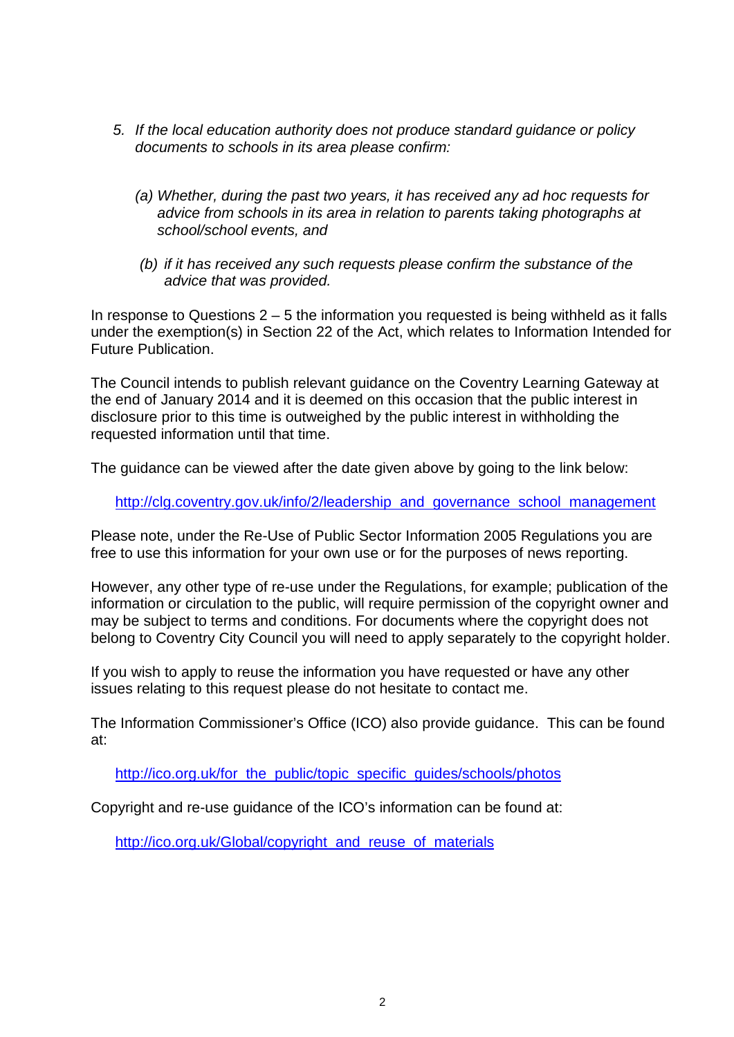5. *If the local education authority does not produce standard guidance or policy documents to schools in its area please confirm:*

   *(a) Whether, during the past two years, it has received any ad hoc requests for advice from schools in its area in relation to parents taking photographs at school/school events, and*

   *(b) if it has received any such requests please confirm the substance of the advice that was provided.*

In response to Questions 2 – 5 the information you requested is being withheld as it falls under the exemption(s) in Section 22 of the Act, which relates to Information Intended for Future Publication.

The Council intends to publish relevant guidance on the Coventry Learning Gateway at the end of January 2014 and it is deemed on this occasion that the public interest in disclosure prior to this time is outweighed by the public interest in withholding the requested information until that time.

The guidance can be viewed after the date given above by going to the link below:

http://clg.coventry.gov.uk/info/2/leadership_and_governance_school_management

Please note, under the Re-Use of Public Sector Information 2005 Regulations you are free to use this information for your own use or for the purposes of news reporting.

However, any other type of re-use under the Regulations, for example; publication of the information or circulation to the public, will require permission of the copyright owner and may be subject to terms and conditions. For documents where the copyright does not belong to Coventry City Council you will need to apply separately to the copyright holder.

If you wish to apply to reuse the information you have requested or have any other issues relating to this request please do not hesitate to contact me.

The Information Commissioner's Office (ICO) also provide guidance. This can be found at:

http://ico.org.uk/for_the_public/topic_specific_guides/schools/photos

Copyright and re-use guidance of the ICO's information can be found at:

http://ico.org.uk/Global/copyright_and_reuse_of_materials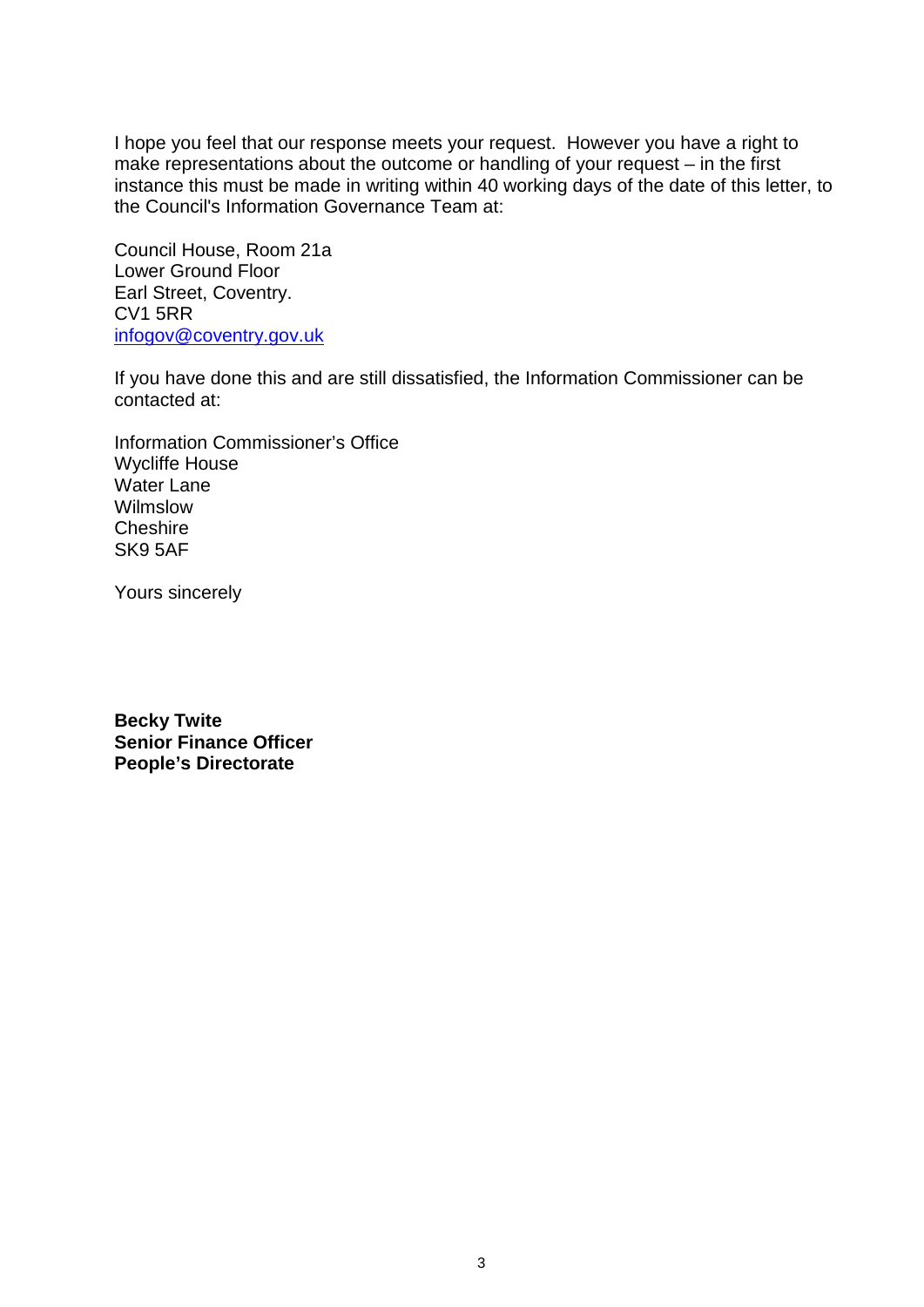I hope you feel that our response meets your request. However you have a right to make representations about the outcome or handling of your request – in the first instance this must be made in writing within 40 working days of the date of this letter, to the Council's Information Governance Team at:

Council House, Room 21a
Lower Ground Floor
Earl Street, Coventry.
CV1 5RR
infogov@coventry.gov.uk

If you have done this and are still dissatisfied, the Information Commissioner can be contacted at:

Information Commissioner's Office
Wycliffe House
Water Lane
Wilmslow
Cheshire
SK9 5AF

Yours sincerely

**Becky Twite**
**Senior Finance Officer**
**People's Directorate**